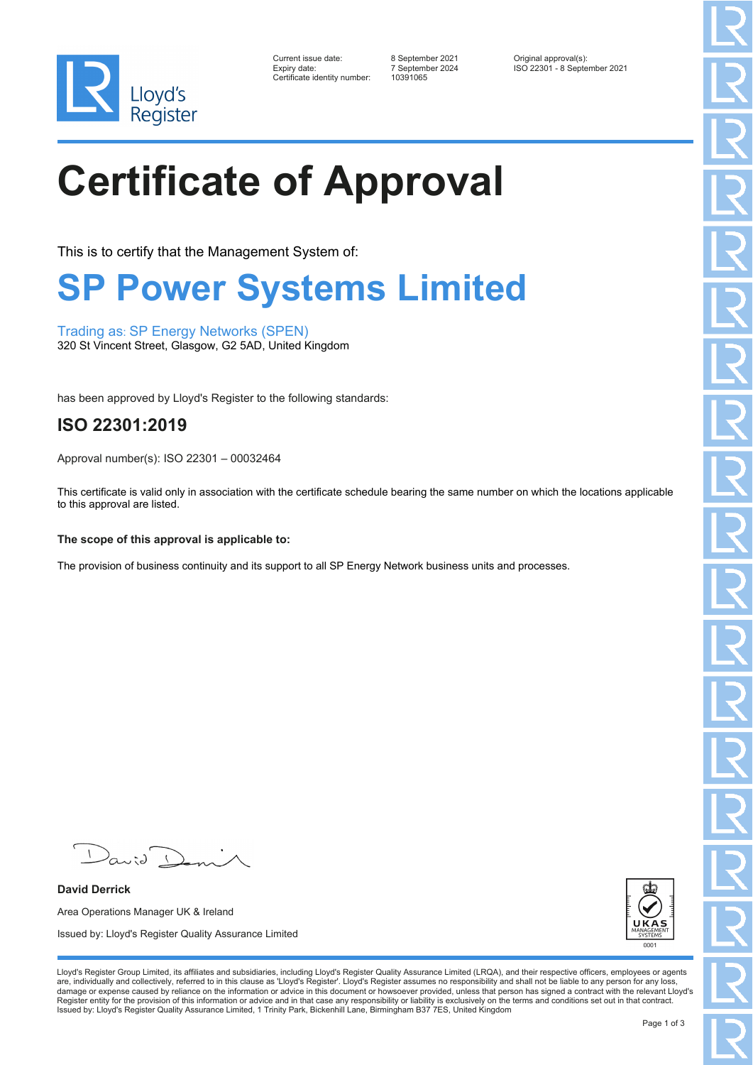Lloyd's Register

| | | |
|---|---|---|
| Current issue date: | 8 September 2021 | Original approval(s): |
| Expiry date: | 7 September 2024 | ISO 22301 - 8 September 2021 |
| Certificate identity number: | 10391065 | |

# Certificate of Approval

This is to certify that the Management System of:

## SP Power Systems Limited

Trading as: SP Energy Networks (SPEN)
320 St Vincent Street, Glasgow, G2 5AD, United Kingdom

has been approved by Lloyd's Register to the following standards:

### ISO 22301:2019

Approval number(s): ISO 22301 – 00032464

This certificate is valid only in association with the certificate schedule bearing the same number on which the locations applicable to this approval are listed.

**The scope of this approval is applicable to:**

The provision of business continuity and its support to all SP Energy Network business units and processes.

**David Derrick**

Area Operations Manager UK & Ireland

Issued by: Lloyd's Register Quality Assurance Limited

UKAS MANAGEMENT SYSTEMS 0001

Lloyd's Register Group Limited, its affiliates and subsidiaries, including Lloyd's Register Quality Assurance Limited (LRQA), and their respective officers, employees or agents are, individually and collectively, referred to in this clause as 'Lloyd's Register'. Lloyd's Register assumes no responsibility and shall not be liable to any person for any loss, damage or expense caused by reliance on the information or advice in this document or howsoever provided, unless that person has signed a contract with the relevant Lloyd's Register entity for the provision of this information or advice and in that case any responsibility or liability is exclusively on the terms and conditions set out in that contract.
Issued by: Lloyd's Register Quality Assurance Limited, 1 Trinity Park, Bickenhill Lane, Birmingham B37 7ES, United Kingdom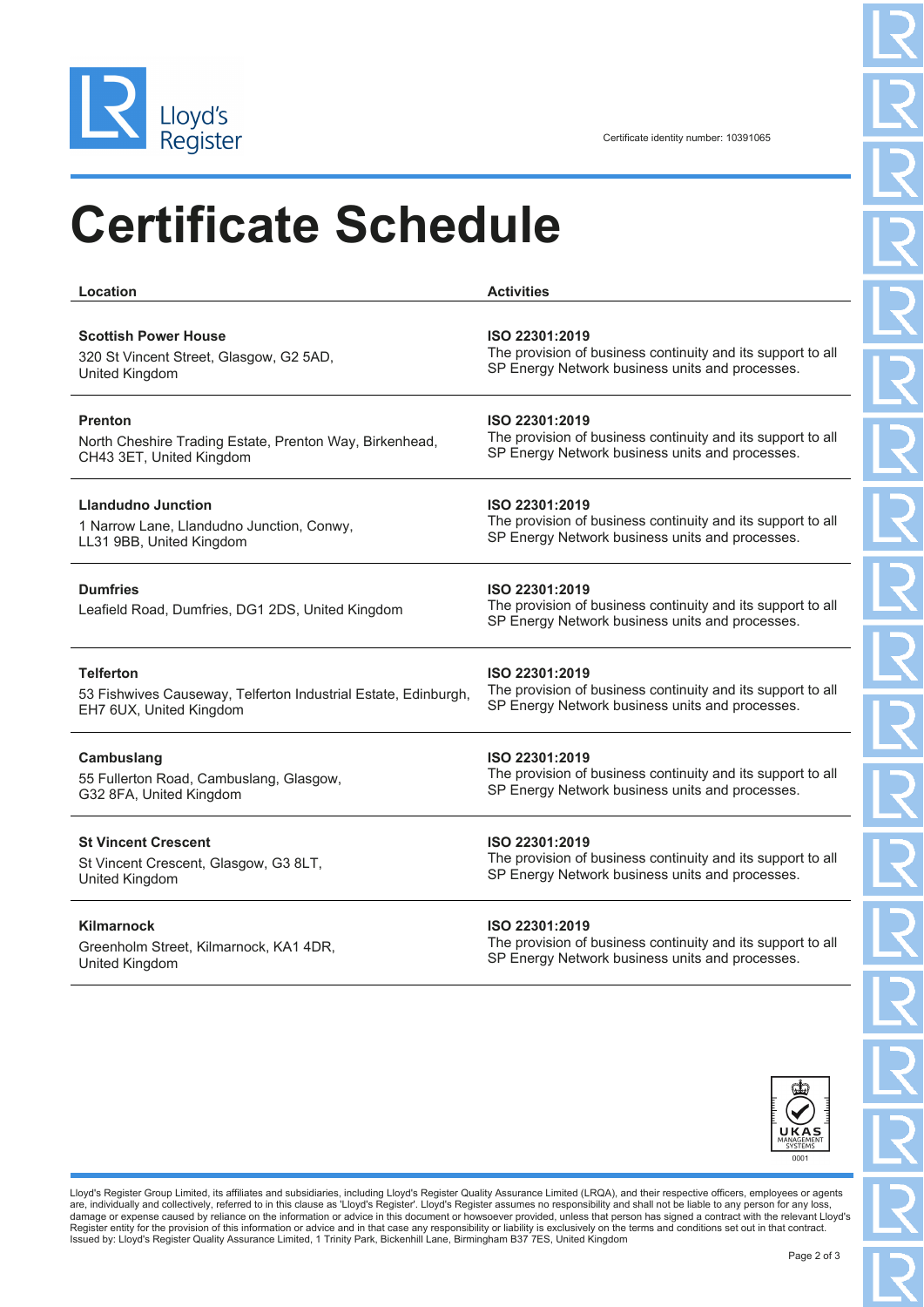Certificate identity number: 10391065

# Certificate Schedule

| Location | Activities |
|---|---|
| **Scottish Power House**<br>320 St Vincent Street, Glasgow, G2 5AD, United Kingdom | **ISO 22301:2019**<br>The provision of business continuity and its support to all SP Energy Network business units and processes. |
| **Prenton**<br>North Cheshire Trading Estate, Prenton Way, Birkenhead, CH43 3ET, United Kingdom | **ISO 22301:2019**<br>The provision of business continuity and its support to all SP Energy Network business units and processes. |
| **Llandudno Junction**<br>1 Narrow Lane, Llandudno Junction, Conwy, LL31 9BB, United Kingdom | **ISO 22301:2019**<br>The provision of business continuity and its support to all SP Energy Network business units and processes. |
| **Dumfries**<br>Leafield Road, Dumfries, DG1 2DS, United Kingdom | **ISO 22301:2019**<br>The provision of business continuity and its support to all SP Energy Network business units and processes. |
| **Telferton**<br>53 Fishwives Causeway, Telferton Industrial Estate, Edinburgh, EH7 6UX, United Kingdom | **ISO 22301:2019**<br>The provision of business continuity and its support to all SP Energy Network business units and processes. |
| **Cambuslang**<br>55 Fullerton Road, Cambuslang, Glasgow, G32 8FA, United Kingdom | **ISO 22301:2019**<br>The provision of business continuity and its support to all SP Energy Network business units and processes. |
| **St Vincent Crescent**<br>St Vincent Crescent, Glasgow, G3 8LT, United Kingdom | **ISO 22301:2019**<br>The provision of business continuity and its support to all SP Energy Network business units and processes. |
| **Kilmarnock**<br>Greenholm Street, Kilmarnock, KA1 4DR, United Kingdom | **ISO 22301:2019**<br>The provision of business continuity and its support to all SP Energy Network business units and processes. |

UKAS MANAGEMENT SYSTEMS 0001

Lloyd's Register Group Limited, its affiliates and subsidiaries, including Lloyd's Register Quality Assurance Limited (LRQA), and their respective officers, employees or agents are, individually and collectively, referred to in this clause as 'Lloyd's Register'. Lloyd's Register assumes no responsibility and shall not be liable to any person for any loss, damage or expense caused by reliance on the information or advice in this document or howsoever provided, unless that person has signed a contract with the relevant Lloyd's Register entity for the provision of this information or advice and in that case any responsibility or liability is exclusively on the terms and conditions set out in that contract.
Issued by: Lloyd's Register Quality Assurance Limited, 1 Trinity Park, Bickenhill Lane, Birmingham B37 7ES, United Kingdom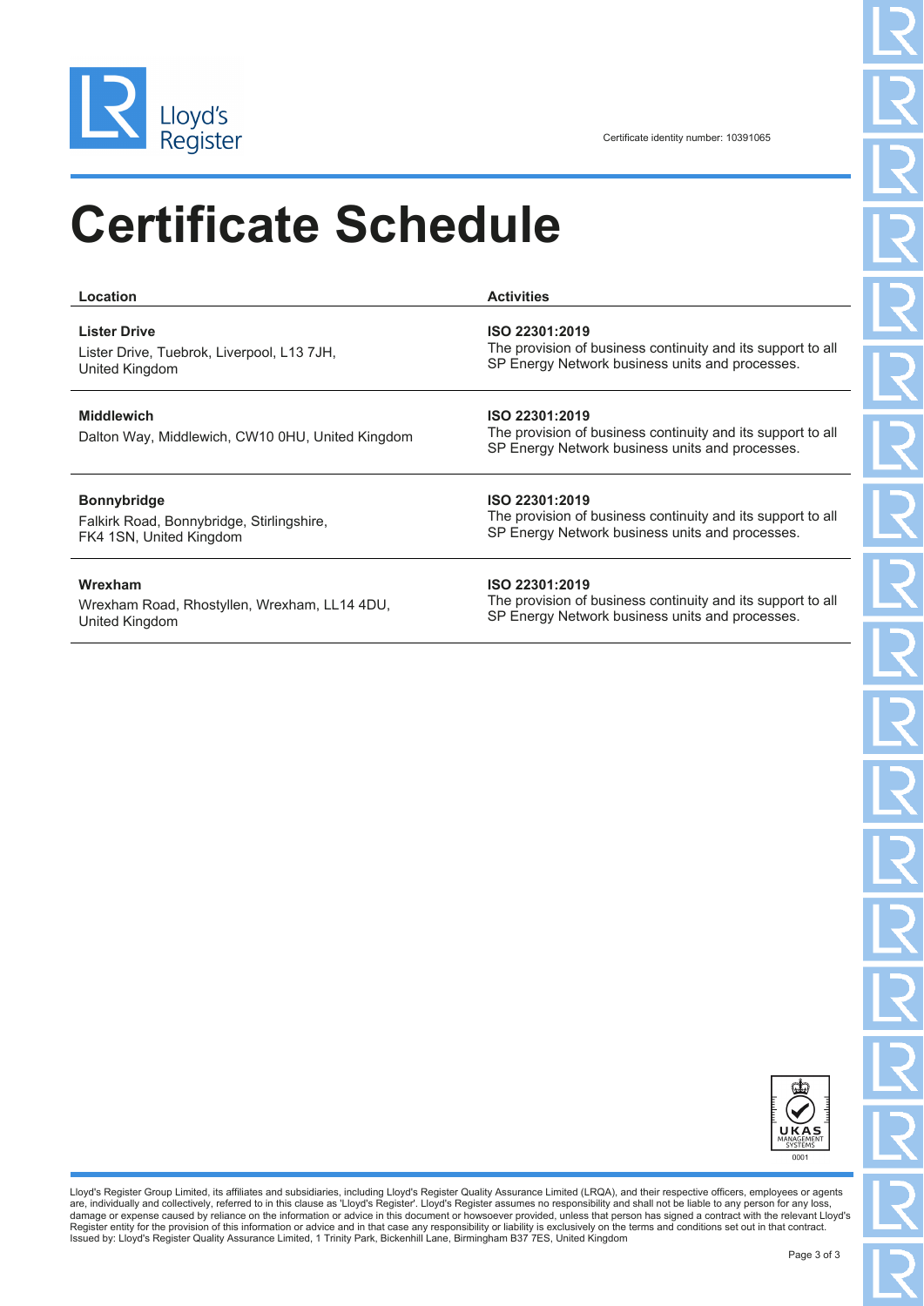Lloyd's Register

Certificate identity number: 10391065

# Certificate Schedule

| Location | Activities |
|---|---|
| **Lister Drive**<br>Lister Drive, Tuebrok, Liverpool, L13 7JH, United Kingdom | **ISO 22301:2019**<br>The provision of business continuity and its support to all SP Energy Network business units and processes. |
| **Middlewich**<br>Dalton Way, Middlewich, CW10 0HU, United Kingdom | **ISO 22301:2019**<br>The provision of business continuity and its support to all SP Energy Network business units and processes. |
| **Bonnybridge**<br>Falkirk Road, Bonnybridge, Stirlingshire, FK4 1SN, United Kingdom | **ISO 22301:2019**<br>The provision of business continuity and its support to all SP Energy Network business units and processes. |
| **Wrexham**<br>Wrexham Road, Rhostyllen, Wrexham, LL14 4DU, United Kingdom | **ISO 22301:2019**<br>The provision of business continuity and its support to all SP Energy Network business units and processes. |

UKAS MANAGEMENT SYSTEMS 0001

Lloyd's Register Group Limited, its affiliates and subsidiaries, including Lloyd's Register Quality Assurance Limited (LRQA), and their respective officers, employees or agents are, individually and collectively, referred to in this clause as 'Lloyd's Register'. Lloyd's Register assumes no responsibility and shall not be liable to any person for any loss, damage or expense caused by reliance on the information or advice in this document or howsoever provided, unless that person has signed a contract with the relevant Lloyd's Register entity for the provision of this information or advice and in that case any responsibility or liability is exclusively on the terms and conditions set out in that contract.
Issued by: Lloyd's Register Quality Assurance Limited, 1 Trinity Park, Bickenhill Lane, Birmingham B37 7ES, United Kingdom